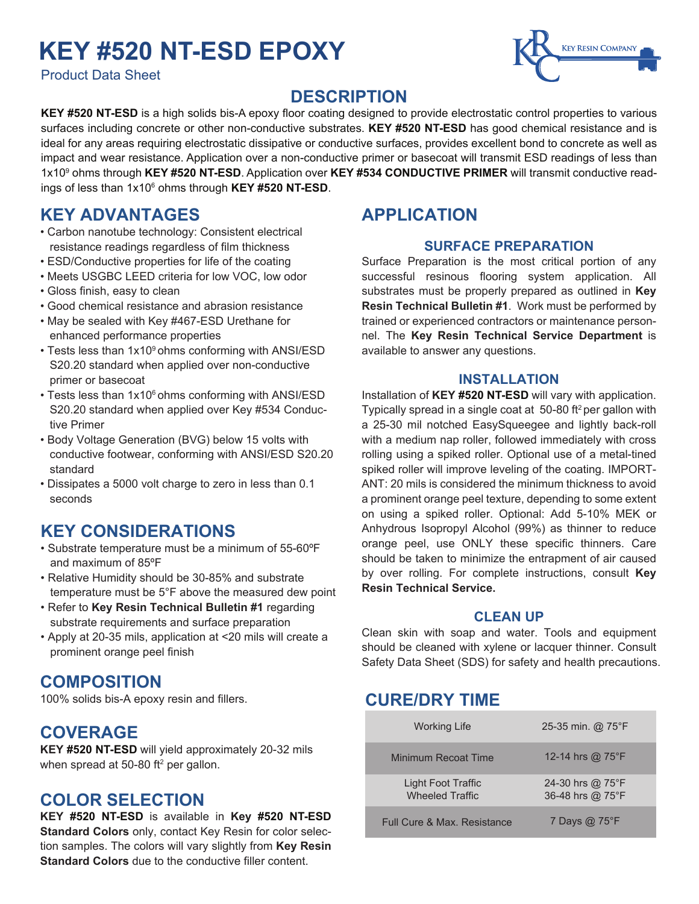# KEY #520 NT-ESD EPOXY

Product Data Sheet

## DESCRIPTION

**KEY #520 NT-ESD** is a high solids bis-A epoxy floor coating designed to provide electrostatic control properties to various surfaces including concrete or other non-conductive substrates. **KEY #520 NT-ESD** has good chemical resistance and is ideal for any areas requiring electrostatic dissipative or conductive surfaces, provides excellent bond to concrete as well as impact and wear resistance. Application over a non-conductive primer or basecoat will transmit ESD readings of less than $1x10^9$ ohms through **KEY #520 NT-ESD**. Application over **KEY #534 CONDUCTIVE PRIMER** will transmit conductive readings of less than $1x10^6$ ohms through **KEY #520 NT-ESD**.

## KEY ADVANTAGES

- Carbon nanotube technology: Consistent electrical resistance readings regardless of film thickness
- ESD/Conductive properties for life of the coating
- Meets USGBC LEED criteria for low VOC, low odor
- Gloss finish, easy to clean
- Good chemical resistance and abrasion resistance
- May be sealed with Key #467-ESD Urethane for enhanced performance properties
- Tests less than $1x10^9$ ohms conforming with ANSI/ESD S20.20 standard when applied over non-conductive primer or basecoat
- Tests less than $1x10^6$ ohms conforming with ANSI/ESD S20.20 standard when applied over Key #534 Conductive Primer
- Body Voltage Generation (BVG) below 15 volts with conductive footwear, conforming with ANSI/ESD S20.20 standard
- Dissipates a 5000 volt charge to zero in less than 0.1 seconds

## KEY CONSIDERATIONS

- Substrate temperature must be a minimum of 55-60ºF and maximum of 85ºF
- Relative Humidity should be 30-85% and substrate temperature must be 5°F above the measured dew point
- Refer to **Key Resin Technical Bulletin #1** regarding substrate requirements and surface preparation
- Apply at 20-35 mils, application at <20 mils will create a prominent orange peel finish

## COMPOSITION

100% solids bis-A epoxy resin and fillers.

## COVERAGE

**KEY #520 NT-ESD** will yield approximately 20-32 mils when spread at 50-80 ft² per gallon.

## COLOR SELECTION

**KEY #520 NT-ESD** is available in **Key #520 NT-ESD Standard Colors** only, contact Key Resin for color selection samples. The colors will vary slightly from **Key Resin Standard Colors** due to the conductive filler content.

## APPLICATION

### SURFACE PREPARATION

Surface Preparation is the most critical portion of any successful resinous flooring system application. All substrates must be properly prepared as outlined in **Key Resin Technical Bulletin #1**. Work must be performed by trained or experienced contractors or maintenance personnel. The **Key Resin Technical Service Department** is available to answer any questions.

### INSTALLATION

Installation of **KEY #520 NT-ESD** will vary with application. Typically spread in a single coat at 50-80 ft² per gallon with a 25-30 mil notched EasySqueegee and lightly back-roll with a medium nap roller, followed immediately with cross rolling using a spiked roller. Optional use of a metal-tined spiked roller will improve leveling of the coating. IMPORTANT: 20 mils is considered the minimum thickness to avoid a prominent orange peel texture, depending to some extent on using a spiked roller. Optional: Add 5-10% MEK or Anhydrous Isopropyl Alcohol (99%) as thinner to reduce orange peel, use ONLY these specific thinners. Care should be taken to minimize the entrapment of air caused by over rolling. For complete instructions, consult **Key Resin Technical Service.**

### CLEAN UP

Clean skin with soap and water. Tools and equipment should be cleaned with xylene or lacquer thinner. Consult Safety Data Sheet (SDS) for safety and health precautions.

## CURE/DRY TIME

| | |
|---|---|
| Working Life | 25-35 min. @ 75°F |
| Minimum Recoat Time | 12-14 hrs @ 75°F |
| Light Foot Traffic<br>Wheeled Traffic | 24-30 hrs @ 75°F<br>36-48 hrs @ 75°F |
| Full Cure & Max. Resistance | 7 Days @ 75°F |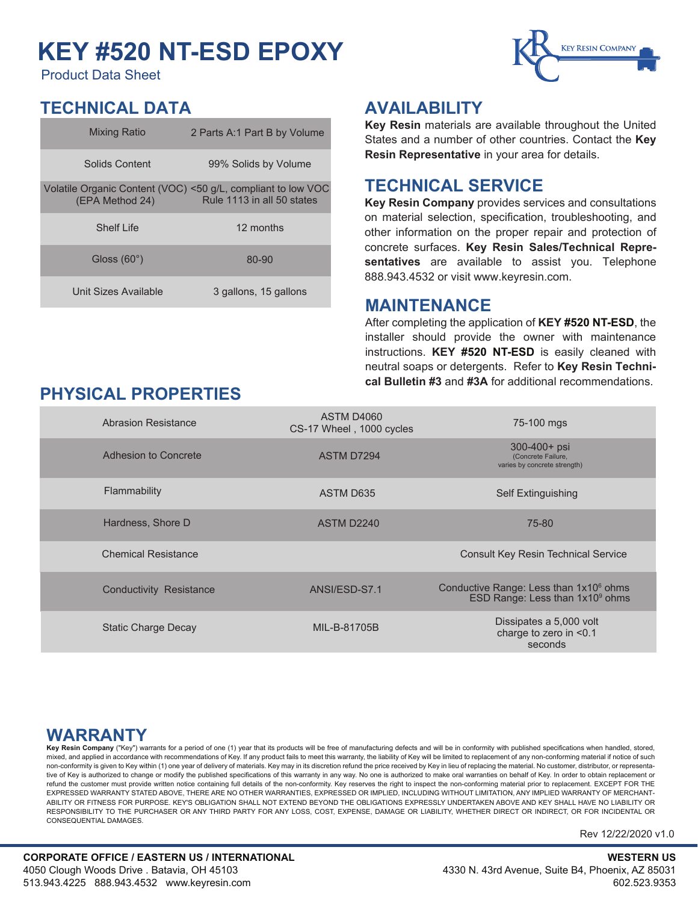# KEY #520 NT-ESD EPOXY

Product Data Sheet

## TECHNICAL DATA

| | |
|---|---|
| Mixing Ratio | 2 Parts A:1 Part B by Volume |
| Solids Content | 99% Solids by Volume |
| Volatile Organic Content (VOC) (EPA Method 24) | <50 g/L, compliant to low VOC Rule 1113 in all 50 states |
| Shelf Life | 12 months |
| Gloss (60°) | 80-90 |
| Unit Sizes Available | 3 gallons, 15 gallons |

## AVAILABILITY

**Key Resin** materials are available throughout the United States and a number of other countries. Contact the **Key Resin Representative** in your area for details.

## TECHNICAL SERVICE

**Key Resin Company** provides services and consultations on material selection, specification, troubleshooting, and other information on the proper repair and protection of concrete surfaces. **Key Resin Sales/Technical Representatives** are available to assist you. Telephone 888.943.4532 or visit www.keyresin.com.

## MAINTENANCE

After completing the application of **KEY #520 NT-ESD**, the installer should provide the owner with maintenance instructions. **KEY #520 NT-ESD** is easily cleaned with neutral soaps or detergents. Refer to **Key Resin Technical Bulletin #3** and **#3A** for additional recommendations.

## PHYSICAL PROPERTIES

| | | |
|---|---|---|
| Abrasion Resistance | ASTM D4060 CS-17 Wheel , 1000 cycles | 75-100 mgs |
| Adhesion to Concrete | ASTM D7294 | 300-400+ psi (Concrete Failure, varies by concrete strength) |
| Flammability | ASTM D635 | Self Extinguishing |
| Hardness, Shore D | ASTM D2240 | 75-80 |
| Chemical Resistance | | Consult Key Resin Technical Service |
| Conductivity Resistance | ANSI/ESD-S7.1 | Conductive Range: Less than $1x10^6$ ohms ESD Range: Less than $1x10^9$ ohms |
| Static Charge Decay | MIL-B-81705B | Dissipates a 5,000 volt charge to zero in <0.1 seconds |

## WARRANTY

**Key Resin Company** ("Key") warrants for a period of one (1) year that its products will be free of manufacturing defects and will be in conformity with published specifications when handled, stored, mixed, and applied in accordance with recommendations of Key. If any product fails to meet this warranty, the liability of Key will be limited to replacement of any non-conforming material if notice of such non-conformity is given to Key within (1) one year of delivery of materials. Key may in its discretion refund the price received by Key in lieu of replacing the material. No customer, distributor, or representative of Key is authorized to change or modify the published specifications of this warranty in any way. No one is authorized to make oral warranties on behalf of Key. In order to obtain replacement or refund the customer must provide written notice containing full details of the non-conformity. Key reserves the right to inspect the non-conforming material prior to replacement. EXCEPT FOR THE EXPRESSED WARRANTY STATED ABOVE, THERE ARE NO OTHER WARRANTIES, EXPRESSED OR IMPLIED, INCLUDING WITHOUT LIMITATION, ANY IMPLIED WARRANTY OF MERCHANTABILITY OR FITNESS FOR PURPOSE. KEY'S OBLIGATION SHALL NOT EXTEND BEYOND THE OBLIGATIONS EXPRESSLY UNDERTAKEN ABOVE AND KEY SHALL HAVE NO LIABILITY OR RESPONSIBILITY TO THE PURCHASER OR ANY THIRD PARTY FOR ANY LOSS, COST, EXPENSE, DAMAGE OR LIABILITY, WHETHER DIRECT OR INDIRECT, OR FOR INCIDENTAL OR CONSEQUENTIAL DAMAGES.

Rev 12/22/2020 v1.0

**CORPORATE OFFICE / EASTERN US / INTERNATIONAL**
4050 Clough Woods Drive . Batavia, OH 45103
513.943.4225 888.943.4532 www.keyresin.com

**WESTERN US**
4330 N. 43rd Avenue, Suite B4, Phoenix, AZ 85031
602.523.9353